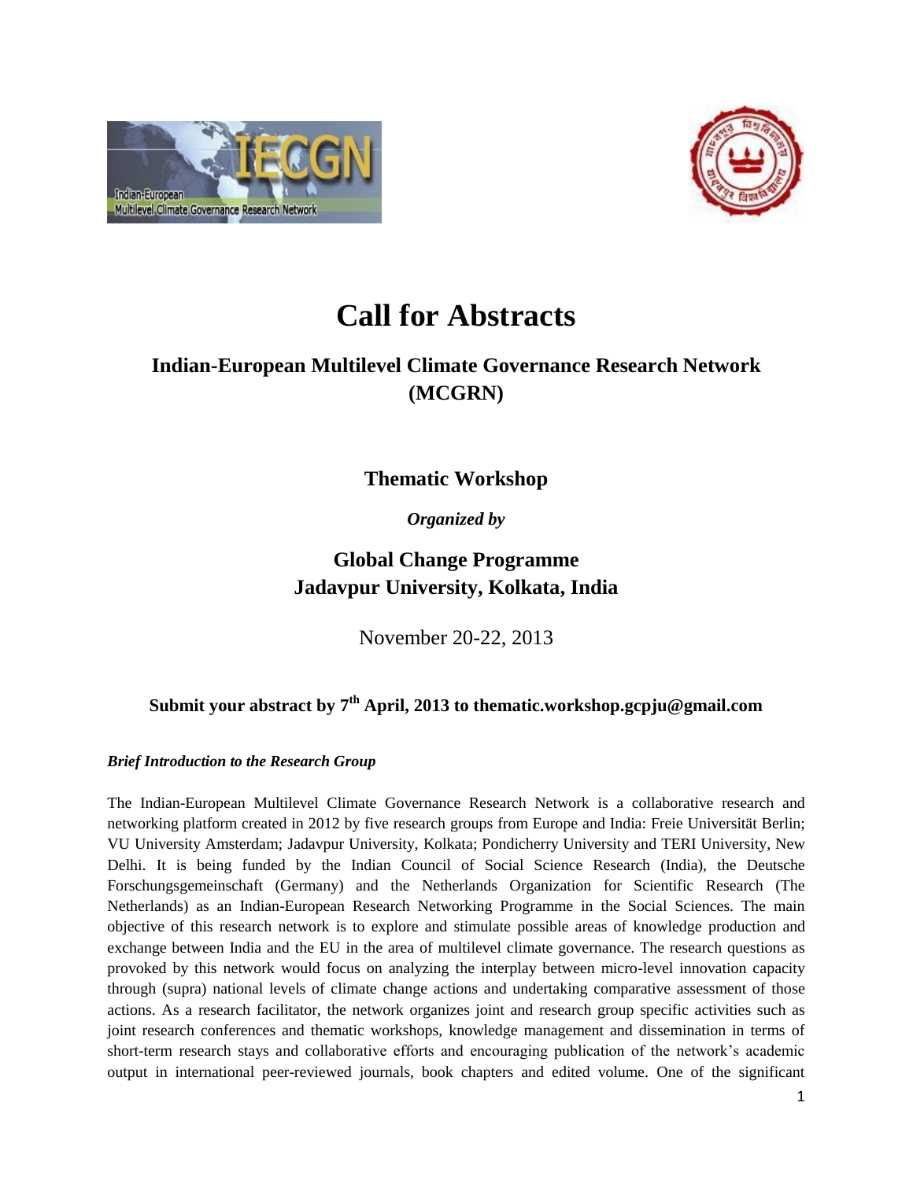# Call for Abstracts

## Indian-European Multilevel Climate Governance Research Network (MCGRN)

### Thematic Workshop

***Organized by***

### Global Change Programme
### Jadavpur University, Kolkata, India

November 20-22, 2013

**Submit your abstract by 7th April, 2013 to thematic.workshop.gcpju@gmail.com**

***Brief Introduction to the Research Group***

The Indian-European Multilevel Climate Governance Research Network is a collaborative research and networking platform created in 2012 by five research groups from Europe and India: Freie Universität Berlin; VU University Amsterdam; Jadavpur University, Kolkata; Pondicherry University and TERI University, New Delhi. It is being funded by the Indian Council of Social Science Research (India), the Deutsche Forschungsgemeinschaft (Germany) and the Netherlands Organization for Scientific Research (The Netherlands) as an Indian-European Research Networking Programme in the Social Sciences. The main objective of this research network is to explore and stimulate possible areas of knowledge production and exchange between India and the EU in the area of multilevel climate governance. The research questions as provoked by this network would focus on analyzing the interplay between micro-level innovation capacity through (supra) national levels of climate change actions and undertaking comparative assessment of those actions. As a research facilitator, the network organizes joint and research group specific activities such as joint research conferences and thematic workshops, knowledge management and dissemination in terms of short-term research stays and collaborative efforts and encouraging publication of the network's academic output in international peer-reviewed journals, book chapters and edited volume. One of the significant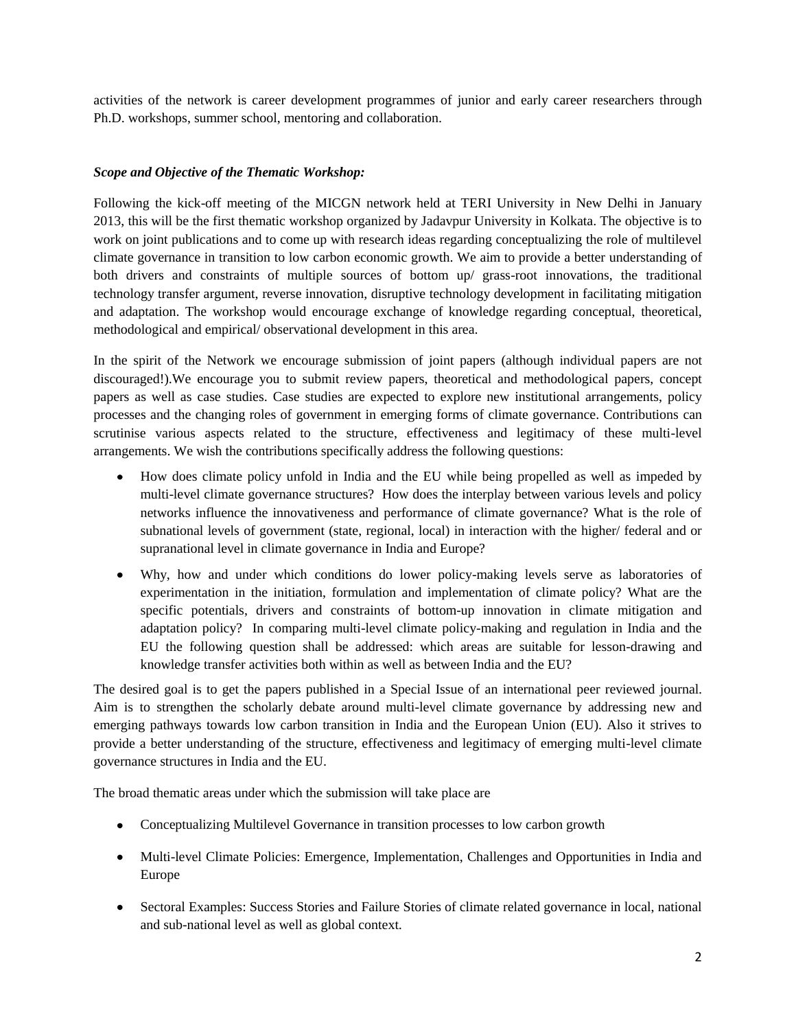activities of the network is career development programmes of junior and early career researchers through Ph.D. workshops, summer school, mentoring and collaboration.

***Scope and Objective of the Thematic Workshop:***

Following the kick-off meeting of the MICGN network held at TERI University in New Delhi in January 2013, this will be the first thematic workshop organized by Jadavpur University in Kolkata. The objective is to work on joint publications and to come up with research ideas regarding conceptualizing the role of multilevel climate governance in transition to low carbon economic growth. We aim to provide a better understanding of both drivers and constraints of multiple sources of bottom up/ grass-root innovations, the traditional technology transfer argument, reverse innovation, disruptive technology development in facilitating mitigation and adaptation. The workshop would encourage exchange of knowledge regarding conceptual, theoretical, methodological and empirical/ observational development in this area.

In the spirit of the Network we encourage submission of joint papers (although individual papers are not discouraged!).We encourage you to submit review papers, theoretical and methodological papers, concept papers as well as case studies. Case studies are expected to explore new institutional arrangements, policy processes and the changing roles of government in emerging forms of climate governance. Contributions can scrutinise various aspects related to the structure, effectiveness and legitimacy of these multi-level arrangements. We wish the contributions specifically address the following questions:

- How does climate policy unfold in India and the EU while being propelled as well as impeded by multi-level climate governance structures? How does the interplay between various levels and policy networks influence the innovativeness and performance of climate governance? What is the role of subnational levels of government (state, regional, local) in interaction with the higher/ federal and or supranational level in climate governance in India and Europe?
- Why, how and under which conditions do lower policy-making levels serve as laboratories of experimentation in the initiation, formulation and implementation of climate policy? What are the specific potentials, drivers and constraints of bottom-up innovation in climate mitigation and adaptation policy? In comparing multi-level climate policy-making and regulation in India and the EU the following question shall be addressed: which areas are suitable for lesson-drawing and knowledge transfer activities both within as well as between India and the EU?

The desired goal is to get the papers published in a Special Issue of an international peer reviewed journal. Aim is to strengthen the scholarly debate around multi-level climate governance by addressing new and emerging pathways towards low carbon transition in India and the European Union (EU). Also it strives to provide a better understanding of the structure, effectiveness and legitimacy of emerging multi-level climate governance structures in India and the EU.

The broad thematic areas under which the submission will take place are

- Conceptualizing Multilevel Governance in transition processes to low carbon growth
- Multi-level Climate Policies: Emergence, Implementation, Challenges and Opportunities in India and Europe
- Sectoral Examples: Success Stories and Failure Stories of climate related governance in local, national and sub-national level as well as global context.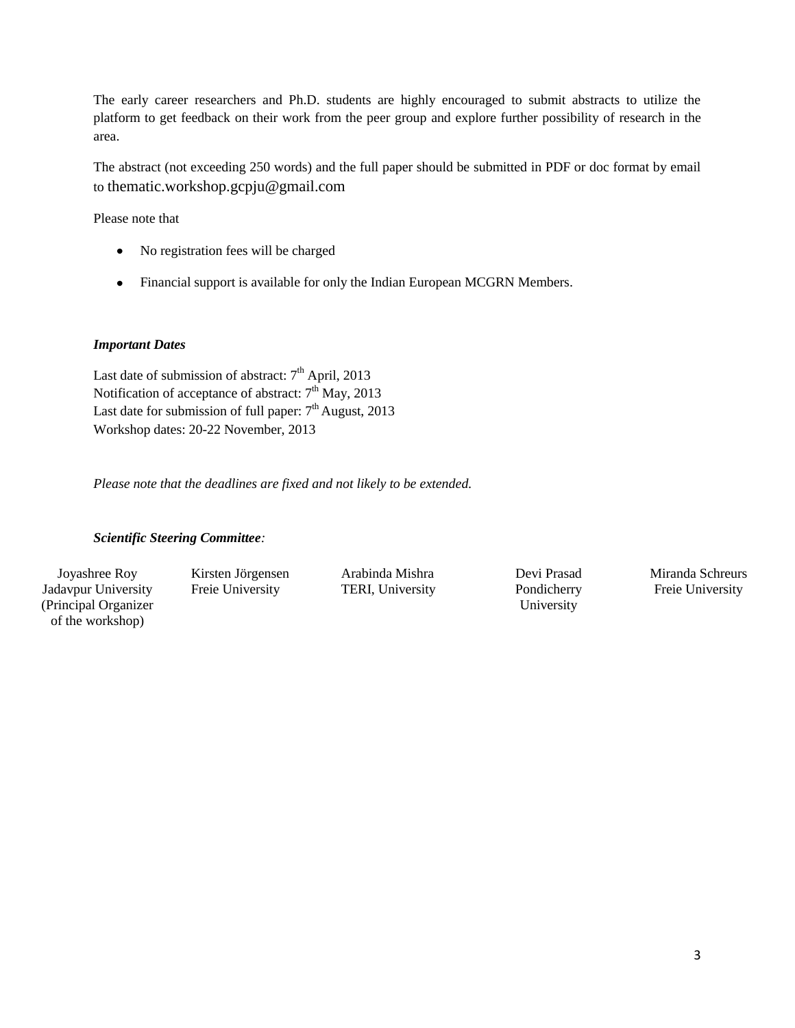The early career researchers and Ph.D. students are highly encouraged to submit abstracts to utilize the platform to get feedback on their work from the peer group and explore further possibility of research in the area.

The abstract (not exceeding 250 words) and the full paper should be submitted in PDF or doc format by email to thematic.workshop.gcpju@gmail.com

Please note that

- No registration fees will be charged
- Financial support is available for only the Indian European MCGRN Members.

***Important Dates***

Last date of submission of abstract: 7th April, 2013
Notification of acceptance of abstract: 7th May, 2013
Last date for submission of full paper: 7th August, 2013
Workshop dates: 20-22 November, 2013

*Please note that the deadlines are fixed and not likely to be extended.*

***Scientific Steering Committee:***

| | | | | |
|---|---|---|---|---|
| Joyashree Roy<br>Jadavpur University<br>(Principal Organizer of the workshop) | Kirsten Jörgensen<br>Freie University | Arabinda Mishra<br>TERI, University | Devi Prasad<br>Pondicherry University | Miranda Schreurs<br>Freie University |